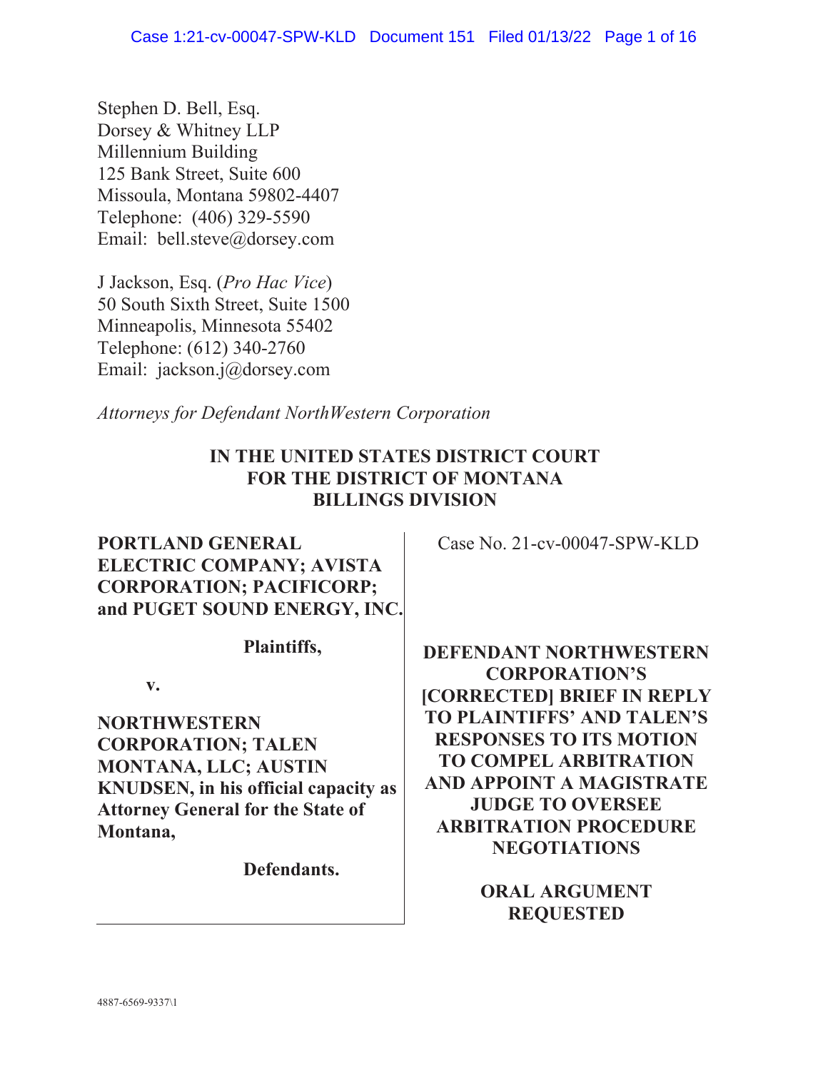Stephen D. Bell, Esq.
Dorsey & Whitney LLP
Millennium Building
125 Bank Street, Suite 600
Missoula, Montana 59802-4407
Telephone: (406) 329-5590
Email: bell.steve@dorsey.com

J Jackson, Esq. (*Pro Hac Vice*)
50 South Sixth Street, Suite 1500
Minneapolis, Minnesota 55402
Telephone: (612) 340-2760
Email: jackson.j@dorsey.com

*Attorneys for Defendant NorthWestern Corporation*

**IN THE UNITED STATES DISTRICT COURT**
**FOR THE DISTRICT OF MONTANA**
**BILLINGS DIVISION**

**PORTLAND GENERAL ELECTRIC COMPANY; AVISTA CORPORATION; PACIFICORP; and PUGET SOUND ENERGY, INC.**

**Plaintiffs,**

**v.**

**NORTHWESTERN CORPORATION; TALEN MONTANA, LLC; AUSTIN KNUDSEN, in his official capacity as Attorney General for the State of Montana,**

**Defendants.**

Case No. 21-cv-00047-SPW-KLD

**DEFENDANT NORTHWESTERN CORPORATION'S [CORRECTED] BRIEF IN REPLY TO PLAINTIFFS' AND TALEN'S RESPONSES TO ITS MOTION TO COMPEL ARBITRATION AND APPOINT A MAGISTRATE JUDGE TO OVERSEE ARBITRATION PROCEDURE NEGOTIATIONS**

**ORAL ARGUMENT REQUESTED**

4887-6569-9337\1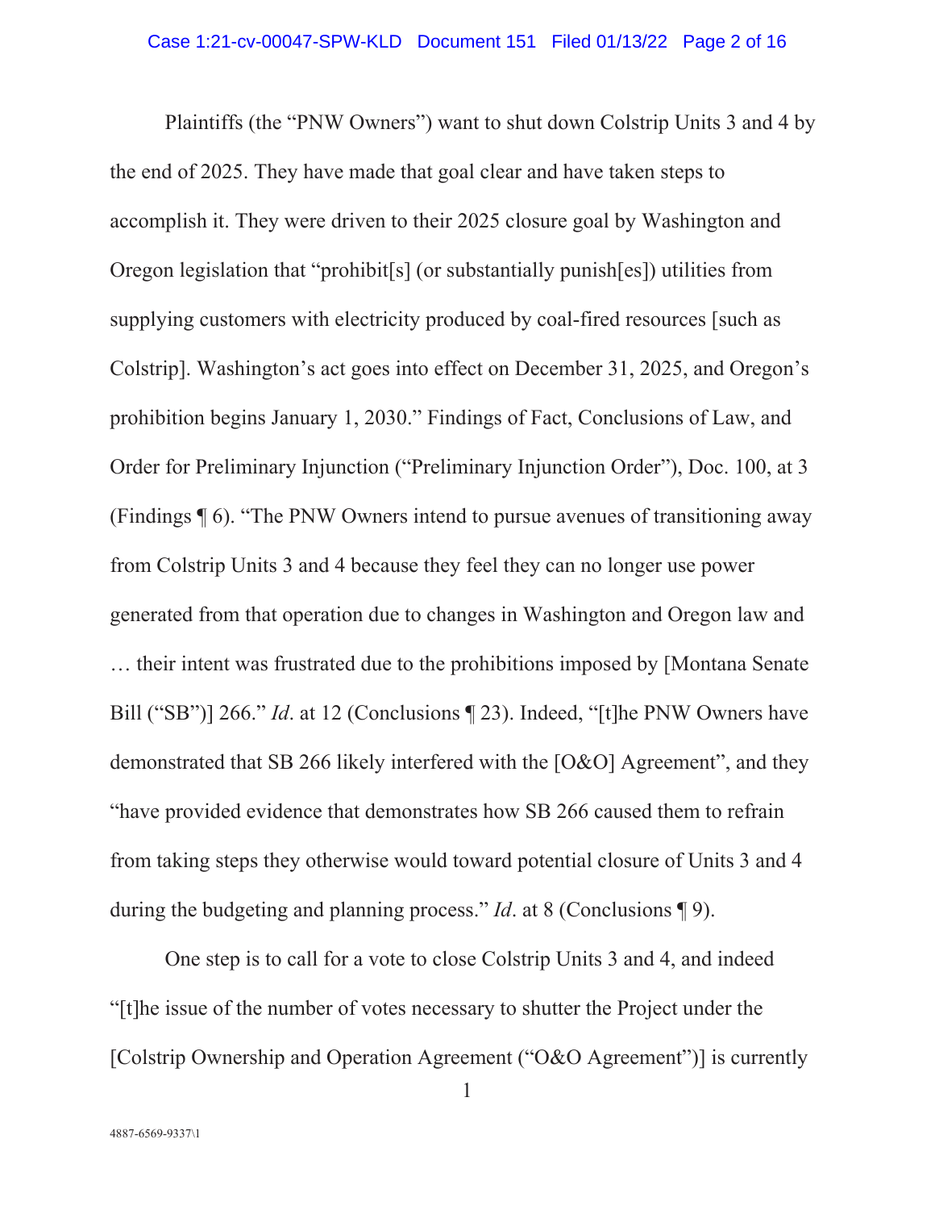Plaintiffs (the "PNW Owners") want to shut down Colstrip Units 3 and 4 by the end of 2025. They have made that goal clear and have taken steps to accomplish it. They were driven to their 2025 closure goal by Washington and Oregon legislation that "prohibit[s] (or substantially punish[es]) utilities from supplying customers with electricity produced by coal-fired resources [such as Colstrip]. Washington's act goes into effect on December 31, 2025, and Oregon's prohibition begins January 1, 2030." Findings of Fact, Conclusions of Law, and Order for Preliminary Injunction ("Preliminary Injunction Order"), Doc. 100, at 3 (Findings ¶ 6). "The PNW Owners intend to pursue avenues of transitioning away from Colstrip Units 3 and 4 because they feel they can no longer use power generated from that operation due to changes in Washington and Oregon law and … their intent was frustrated due to the prohibitions imposed by [Montana Senate Bill ("SB")] 266." *Id*. at 12 (Conclusions ¶ 23). Indeed, "[t]he PNW Owners have demonstrated that SB 266 likely interfered with the [O&O] Agreement", and they "have provided evidence that demonstrates how SB 266 caused them to refrain from taking steps they otherwise would toward potential closure of Units 3 and 4 during the budgeting and planning process." *Id*. at 8 (Conclusions ¶ 9).

One step is to call for a vote to close Colstrip Units 3 and 4, and indeed "[t]he issue of the number of votes necessary to shutter the Project under the [Colstrip Ownership and Operation Agreement ("O&O Agreement")] is currently

4887-6569-9337\1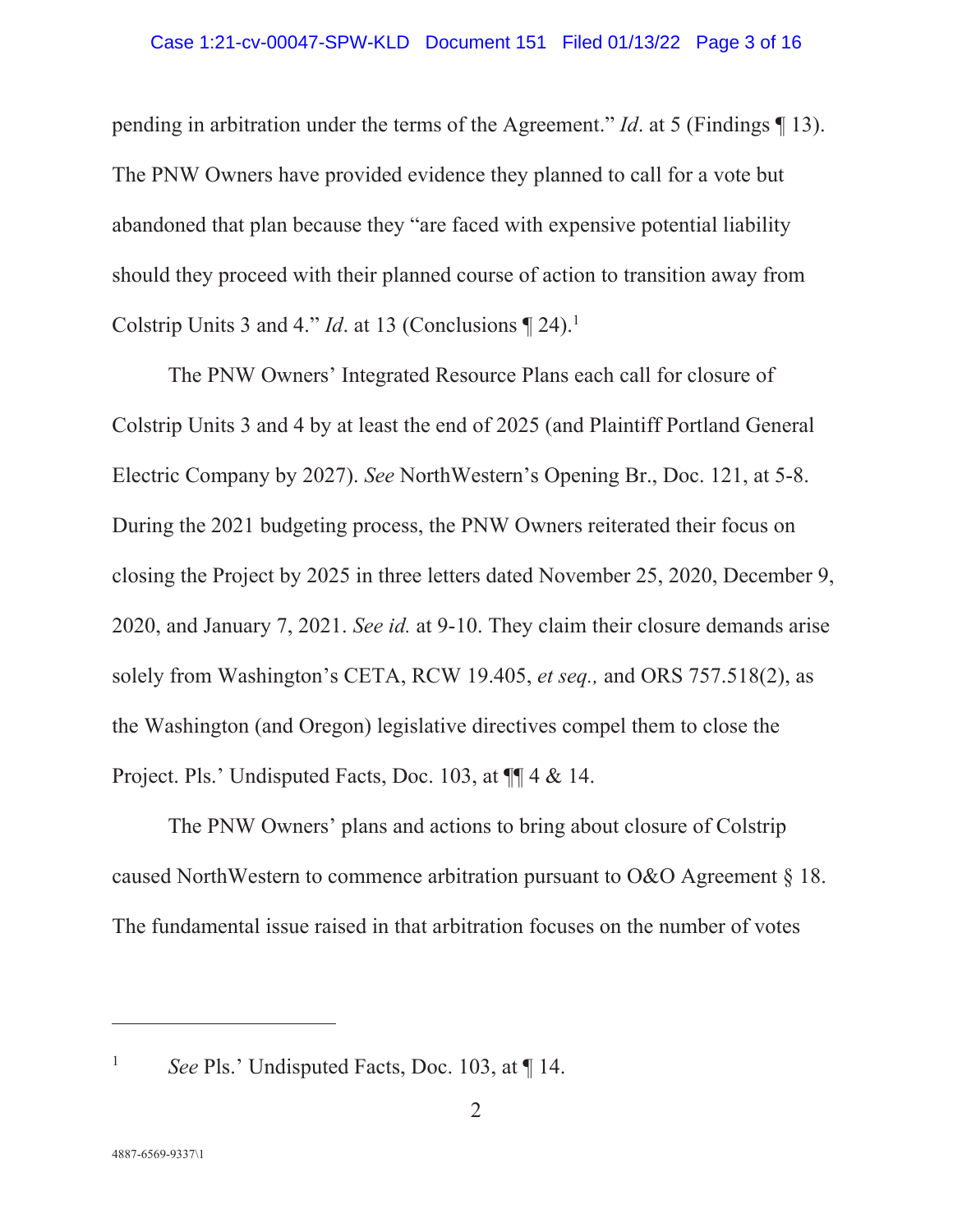pending in arbitration under the terms of the Agreement." *Id*. at 5 (Findings ¶ 13). The PNW Owners have provided evidence they planned to call for a vote but abandoned that plan because they "are faced with expensive potential liability should they proceed with their planned course of action to transition away from Colstrip Units 3 and 4." *Id*. at 13 (Conclusions ¶ 24).[1]

The PNW Owners' Integrated Resource Plans each call for closure of Colstrip Units 3 and 4 by at least the end of 2025 (and Plaintiff Portland General Electric Company by 2027). *See* NorthWestern's Opening Br., Doc. 121, at 5-8. During the 2021 budgeting process, the PNW Owners reiterated their focus on closing the Project by 2025 in three letters dated November 25, 2020, December 9, 2020, and January 7, 2021. *See id.* at 9-10. They claim their closure demands arise solely from Washington's CETA, RCW 19.405, *et seq.,* and ORS 757.518(2), as the Washington (and Oregon) legislative directives compel them to close the Project. Pls.' Undisputed Facts, Doc. 103, at ¶¶ 4 & 14.

The PNW Owners' plans and actions to bring about closure of Colstrip caused NorthWestern to commence arbitration pursuant to O&O Agreement § 18. The fundamental issue raised in that arbitration focuses on the number of votes

---

[1] *See* Pls.' Undisputed Facts, Doc. 103, at ¶ 14.

4887-6569-9337\1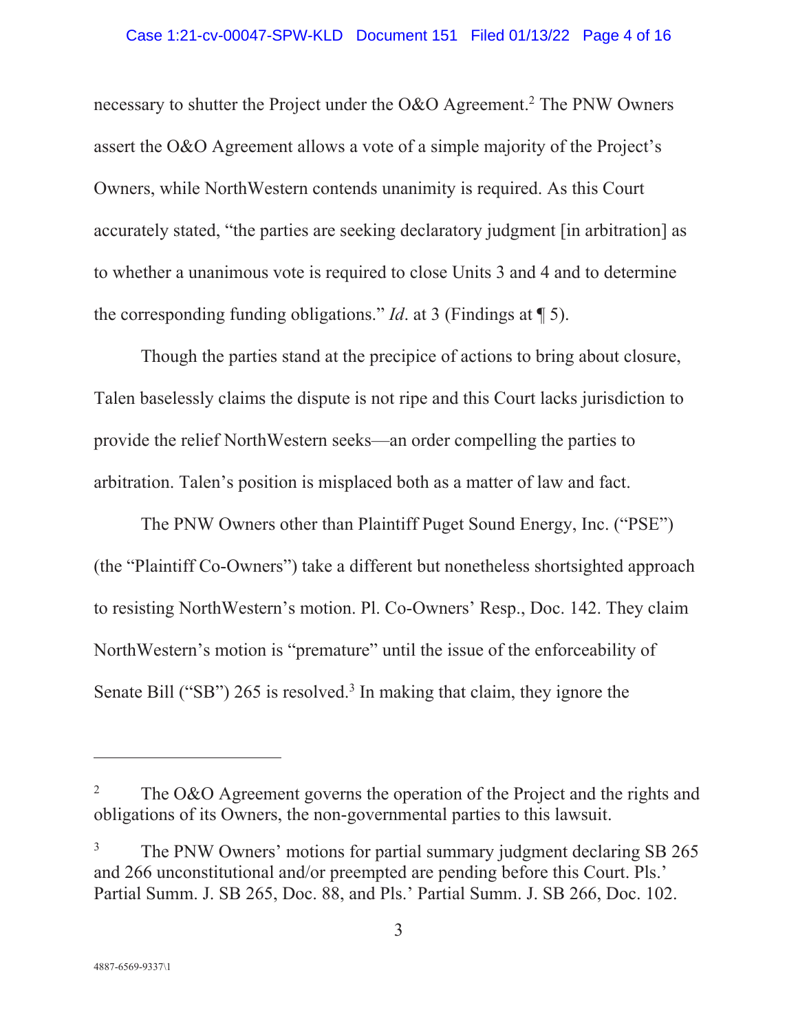necessary to shutter the Project under the O&O Agreement.[2] The PNW Owners assert the O&O Agreement allows a vote of a simple majority of the Project's Owners, while NorthWestern contends unanimity is required. As this Court accurately stated, "the parties are seeking declaratory judgment [in arbitration] as to whether a unanimous vote is required to close Units 3 and 4 and to determine the corresponding funding obligations." *Id*. at 3 (Findings at ¶ 5).

Though the parties stand at the precipice of actions to bring about closure, Talen baselessly claims the dispute is not ripe and this Court lacks jurisdiction to provide the relief NorthWestern seeks—an order compelling the parties to arbitration. Talen's position is misplaced both as a matter of law and fact.

The PNW Owners other than Plaintiff Puget Sound Energy, Inc. ("PSE") (the "Plaintiff Co-Owners") take a different but nonetheless shortsighted approach to resisting NorthWestern's motion. Pl. Co-Owners' Resp., Doc. 142. They claim NorthWestern's motion is "premature" until the issue of the enforceability of Senate Bill ("SB") 265 is resolved.[3] In making that claim, they ignore the

---

[2] The O&O Agreement governs the operation of the Project and the rights and obligations of its Owners, the non-governmental parties to this lawsuit.

[3] The PNW Owners' motions for partial summary judgment declaring SB 265 and 266 unconstitutional and/or preempted are pending before this Court. Pls.' Partial Summ. J. SB 265, Doc. 88, and Pls.' Partial Summ. J. SB 266, Doc. 102.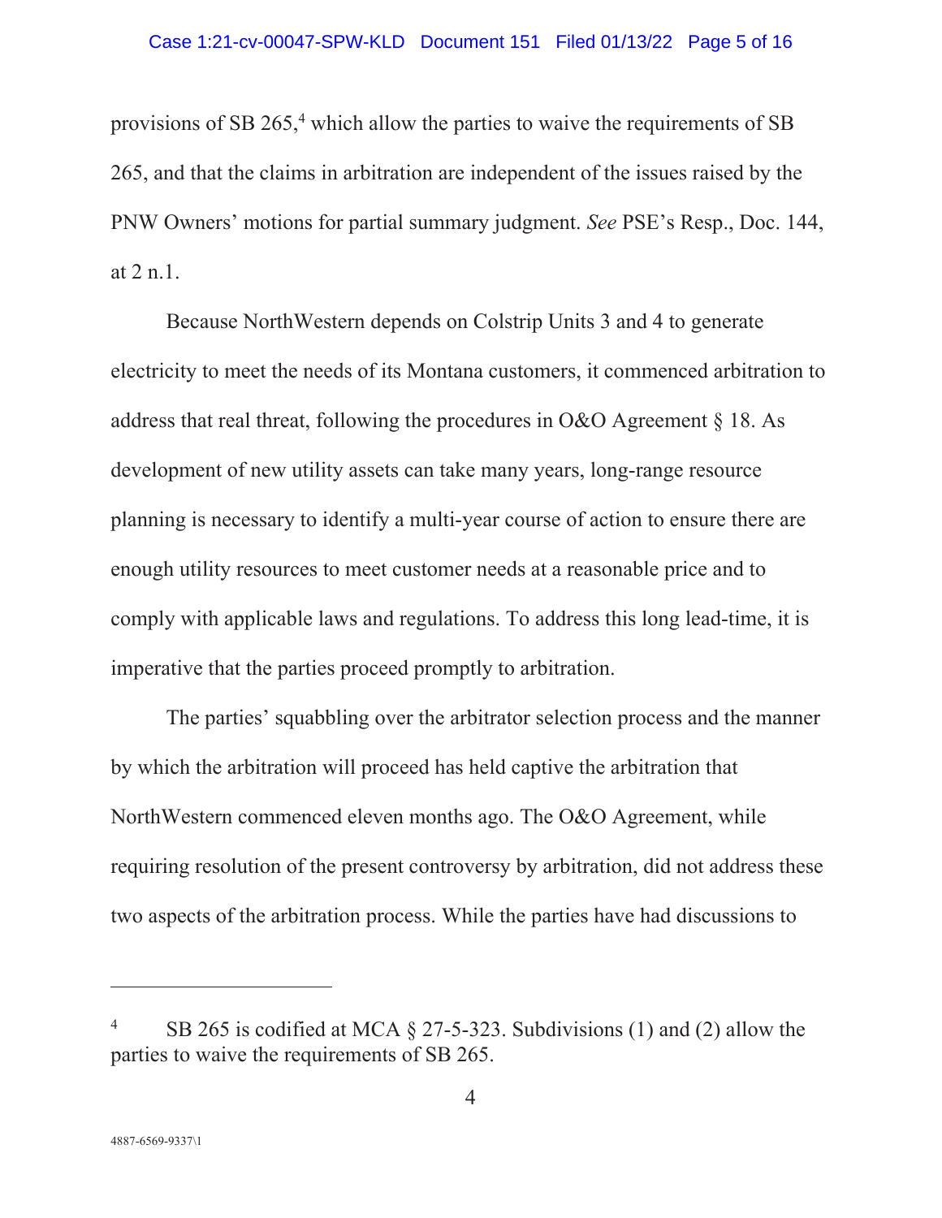provisions of SB 265,[4] which allow the parties to waive the requirements of SB 265, and that the claims in arbitration are independent of the issues raised by the PNW Owners' motions for partial summary judgment. *See* PSE's Resp., Doc. 144, at 2 n.1.

Because NorthWestern depends on Colstrip Units 3 and 4 to generate electricity to meet the needs of its Montana customers, it commenced arbitration to address that real threat, following the procedures in O&O Agreement § 18. As development of new utility assets can take many years, long-range resource planning is necessary to identify a multi-year course of action to ensure there are enough utility resources to meet customer needs at a reasonable price and to comply with applicable laws and regulations. To address this long lead-time, it is imperative that the parties proceed promptly to arbitration.

The parties' squabbling over the arbitrator selection process and the manner by which the arbitration will proceed has held captive the arbitration that NorthWestern commenced eleven months ago. The O&O Agreement, while requiring resolution of the present controversy by arbitration, did not address these two aspects of the arbitration process. While the parties have had discussions to

---

[4] SB 265 is codified at MCA § 27-5-323. Subdivisions (1) and (2) allow the parties to waive the requirements of SB 265.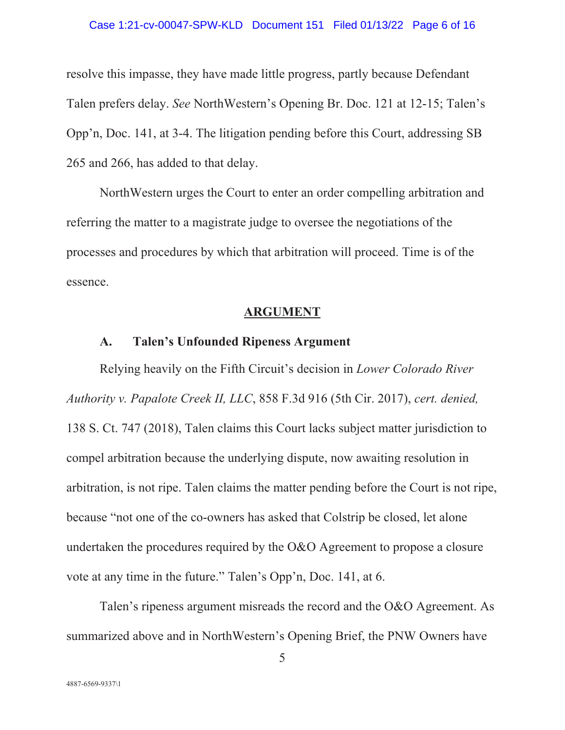resolve this impasse, they have made little progress, partly because Defendant Talen prefers delay. *See* NorthWestern's Opening Br. Doc. 121 at 12-15; Talen's Opp'n, Doc. 141, at 3-4. The litigation pending before this Court, addressing SB 265 and 266, has added to that delay.

NorthWestern urges the Court to enter an order compelling arbitration and referring the matter to a magistrate judge to oversee the negotiations of the processes and procedures by which that arbitration will proceed. Time is of the essence.

## ARGUMENT

### A. Talen's Unfounded Ripeness Argument

Relying heavily on the Fifth Circuit's decision in *Lower Colorado River Authority v. Papalote Creek II, LLC*, 858 F.3d 916 (5th Cir. 2017), *cert. denied,* 138 S. Ct. 747 (2018), Talen claims this Court lacks subject matter jurisdiction to compel arbitration because the underlying dispute, now awaiting resolution in arbitration, is not ripe. Talen claims the matter pending before the Court is not ripe, because "not one of the co-owners has asked that Colstrip be closed, let alone undertaken the procedures required by the O&O Agreement to propose a closure vote at any time in the future." Talen's Opp'n, Doc. 141, at 6.

Talen's ripeness argument misreads the record and the O&O Agreement. As summarized above and in NorthWestern's Opening Brief, the PNW Owners have

4887-6569-9337\1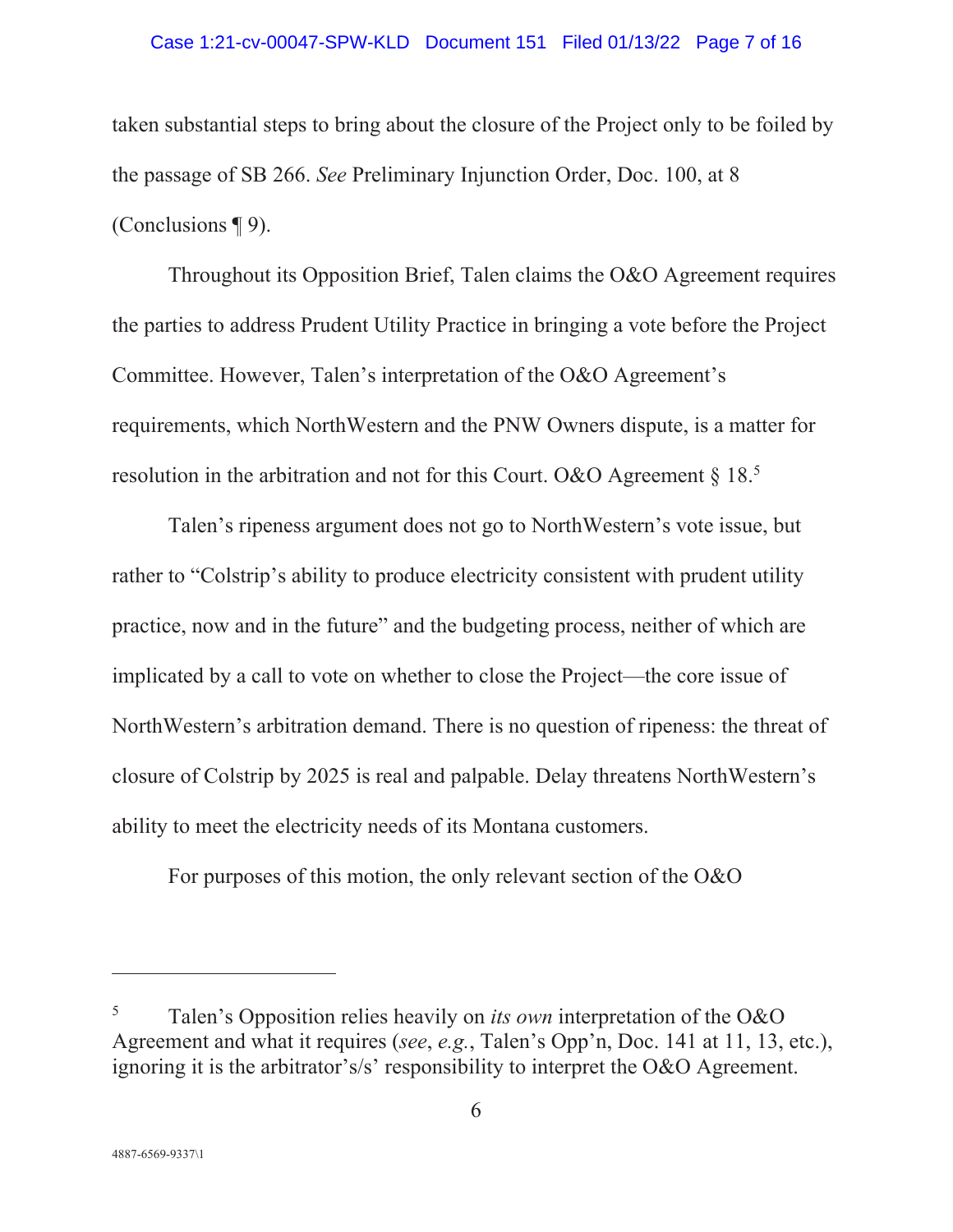taken substantial steps to bring about the closure of the Project only to be foiled by the passage of SB 266. *See* Preliminary Injunction Order, Doc. 100, at 8 (Conclusions ¶ 9).

Throughout its Opposition Brief, Talen claims the O&O Agreement requires the parties to address Prudent Utility Practice in bringing a vote before the Project Committee. However, Talen's interpretation of the O&O Agreement's requirements, which NorthWestern and the PNW Owners dispute, is a matter for resolution in the arbitration and not for this Court. O&O Agreement § 18.[5]

Talen's ripeness argument does not go to NorthWestern's vote issue, but rather to "Colstrip's ability to produce electricity consistent with prudent utility practice, now and in the future" and the budgeting process, neither of which are implicated by a call to vote on whether to close the Project—the core issue of NorthWestern's arbitration demand. There is no question of ripeness: the threat of closure of Colstrip by 2025 is real and palpable. Delay threatens NorthWestern's ability to meet the electricity needs of its Montana customers.

For purposes of this motion, the only relevant section of the O&O

---

[5] Talen's Opposition relies heavily on *its own* interpretation of the O&O Agreement and what it requires (*see*, *e.g.*, Talen's Opp'n, Doc. 141 at 11, 13, etc.), ignoring it is the arbitrator's/s' responsibility to interpret the O&O Agreement.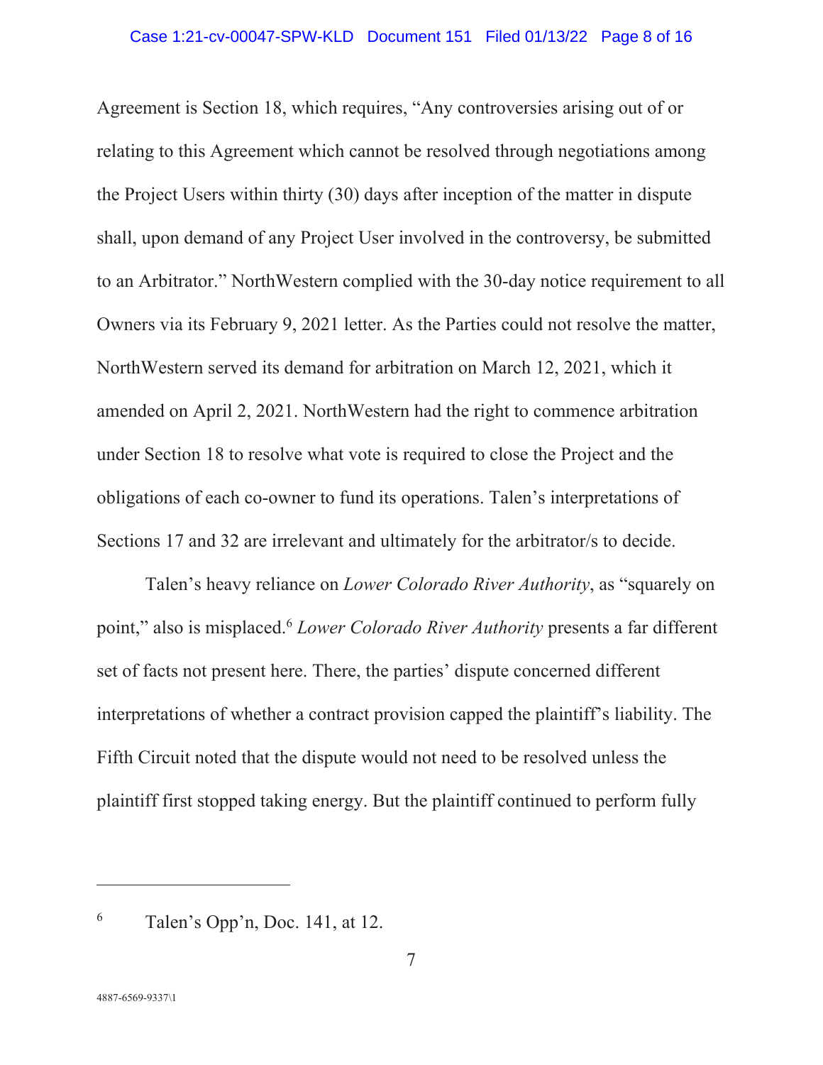Agreement is Section 18, which requires, "Any controversies arising out of or relating to this Agreement which cannot be resolved through negotiations among the Project Users within thirty (30) days after inception of the matter in dispute shall, upon demand of any Project User involved in the controversy, be submitted to an Arbitrator." NorthWestern complied with the 30-day notice requirement to all Owners via its February 9, 2021 letter. As the Parties could not resolve the matter, NorthWestern served its demand for arbitration on March 12, 2021, which it amended on April 2, 2021. NorthWestern had the right to commence arbitration under Section 18 to resolve what vote is required to close the Project and the obligations of each co-owner to fund its operations. Talen's interpretations of Sections 17 and 32 are irrelevant and ultimately for the arbitrator/s to decide.

Talen's heavy reliance on *Lower Colorado River Authority*, as "squarely on point," also is misplaced.[6] *Lower Colorado River Authority* presents a far different set of facts not present here. There, the parties' dispute concerned different interpretations of whether a contract provision capped the plaintiff's liability. The Fifth Circuit noted that the dispute would not need to be resolved unless the plaintiff first stopped taking energy. But the plaintiff continued to perform fully

---

[6] Talen's Opp'n, Doc. 141, at 12.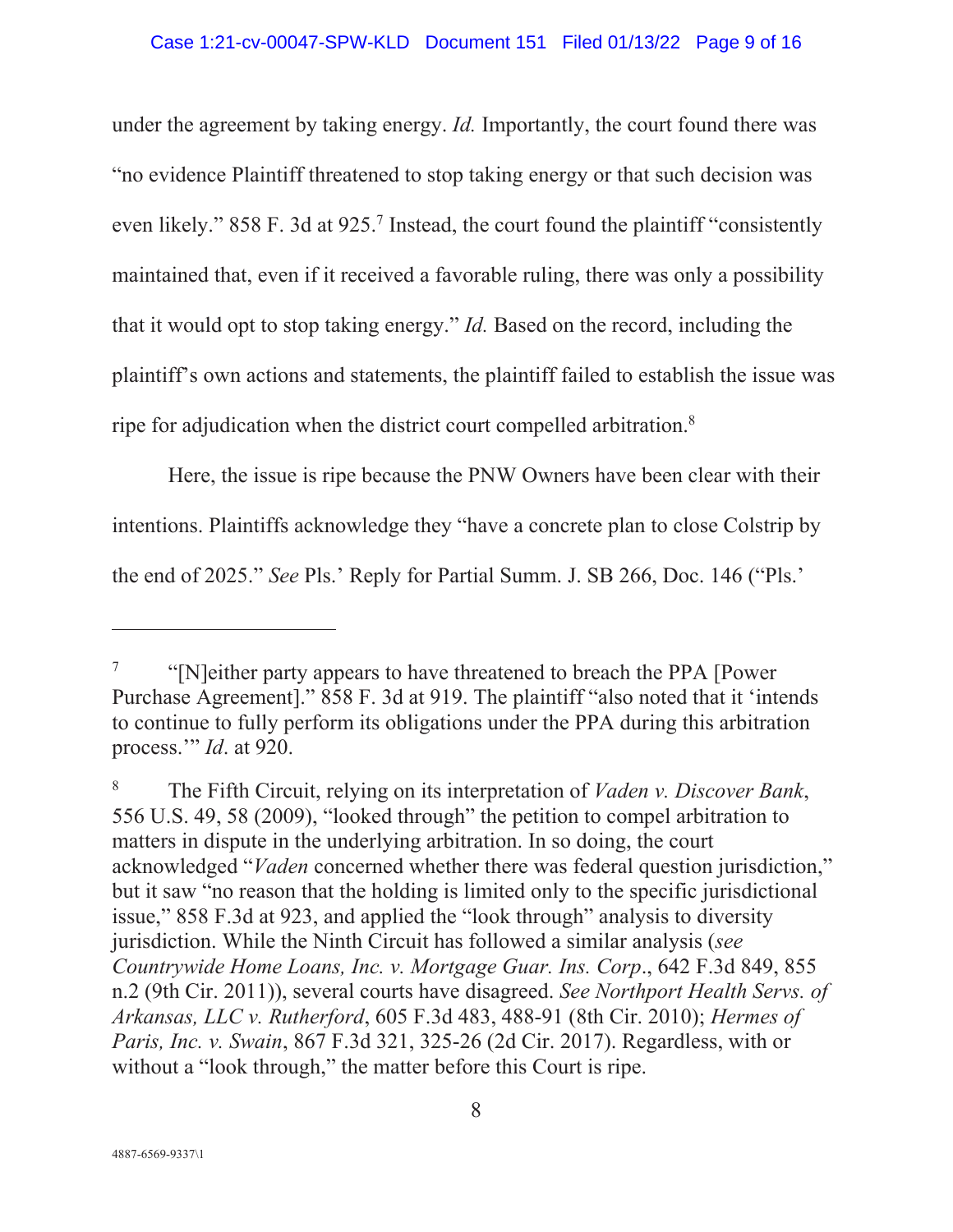under the agreement by taking energy. *Id.* Importantly, the court found there was "no evidence Plaintiff threatened to stop taking energy or that such decision was even likely." 858 F. 3d at 925.[7] Instead, the court found the plaintiff "consistently maintained that, even if it received a favorable ruling, there was only a possibility that it would opt to stop taking energy." *Id.* Based on the record, including the plaintiff's own actions and statements, the plaintiff failed to establish the issue was ripe for adjudication when the district court compelled arbitration.[8]

Here, the issue is ripe because the PNW Owners have been clear with their intentions. Plaintiffs acknowledge they "have a concrete plan to close Colstrip by the end of 2025." *See* Pls.' Reply for Partial Summ. J. SB 266, Doc. 146 ("Pls.'

---

[7] "[N]either party appears to have threatened to breach the PPA [Power Purchase Agreement]." 858 F. 3d at 919. The plaintiff "also noted that it 'intends to continue to fully perform its obligations under the PPA during this arbitration process.'" *Id*. at 920.

[8] The Fifth Circuit, relying on its interpretation of *Vaden v. Discover Bank*, 556 U.S. 49, 58 (2009), "looked through" the petition to compel arbitration to matters in dispute in the underlying arbitration. In so doing, the court acknowledged "*Vaden* concerned whether there was federal question jurisdiction," but it saw "no reason that the holding is limited only to the specific jurisdictional issue," 858 F.3d at 923, and applied the "look through" analysis to diversity jurisdiction. While the Ninth Circuit has followed a similar analysis (*see Countrywide Home Loans, Inc. v. Mortgage Guar. Ins. Corp*., 642 F.3d 849, 855 n.2 (9th Cir. 2011)), several courts have disagreed. *See Northport Health Servs. of Arkansas, LLC v. Rutherford*, 605 F.3d 483, 488-91 (8th Cir. 2010); *Hermes of Paris, Inc. v. Swain*, 867 F.3d 321, 325-26 (2d Cir. 2017). Regardless, with or without a "look through," the matter before this Court is ripe.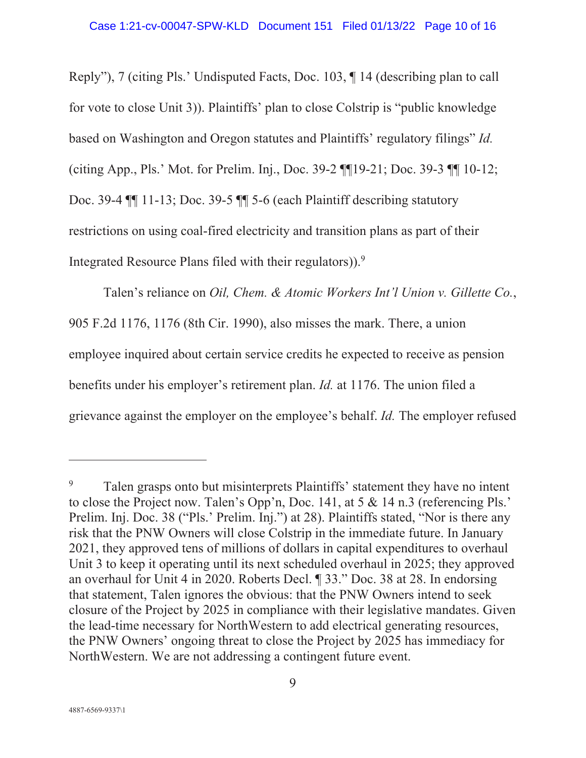Reply"), 7 (citing Pls.' Undisputed Facts, Doc. 103, ¶ 14 (describing plan to call for vote to close Unit 3)). Plaintiffs' plan to close Colstrip is "public knowledge based on Washington and Oregon statutes and Plaintiffs' regulatory filings" *Id.* (citing App., Pls.' Mot. for Prelim. Inj., Doc. 39-2 ¶¶19-21; Doc. 39-3 ¶¶ 10-12; Doc. 39-4 ¶¶ 11-13; Doc. 39-5 ¶¶ 5-6 (each Plaintiff describing statutory restrictions on using coal-fired electricity and transition plans as part of their Integrated Resource Plans filed with their regulators)).[9]

Talen's reliance on *Oil, Chem. & Atomic Workers Int'l Union v. Gillette Co.*, 905 F.2d 1176, 1176 (8th Cir. 1990), also misses the mark. There, a union employee inquired about certain service credits he expected to receive as pension benefits under his employer's retirement plan. *Id.* at 1176. The union filed a grievance against the employer on the employee's behalf. *Id.* The employer refused

---

[9] Talen grasps onto but misinterprets Plaintiffs' statement they have no intent to close the Project now. Talen's Opp'n, Doc. 141, at 5 & 14 n.3 (referencing Pls.' Prelim. Inj. Doc. 38 ("Pls.' Prelim. Inj.") at 28). Plaintiffs stated, "Nor is there any risk that the PNW Owners will close Colstrip in the immediate future. In January 2021, they approved tens of millions of dollars in capital expenditures to overhaul Unit 3 to keep it operating until its next scheduled overhaul in 2025; they approved an overhaul for Unit 4 in 2020. Roberts Decl. ¶ 33." Doc. 38 at 28. In endorsing that statement, Talen ignores the obvious: that the PNW Owners intend to seek closure of the Project by 2025 in compliance with their legislative mandates. Given the lead-time necessary for NorthWestern to add electrical generating resources, the PNW Owners' ongoing threat to close the Project by 2025 has immediacy for NorthWestern. We are not addressing a contingent future event.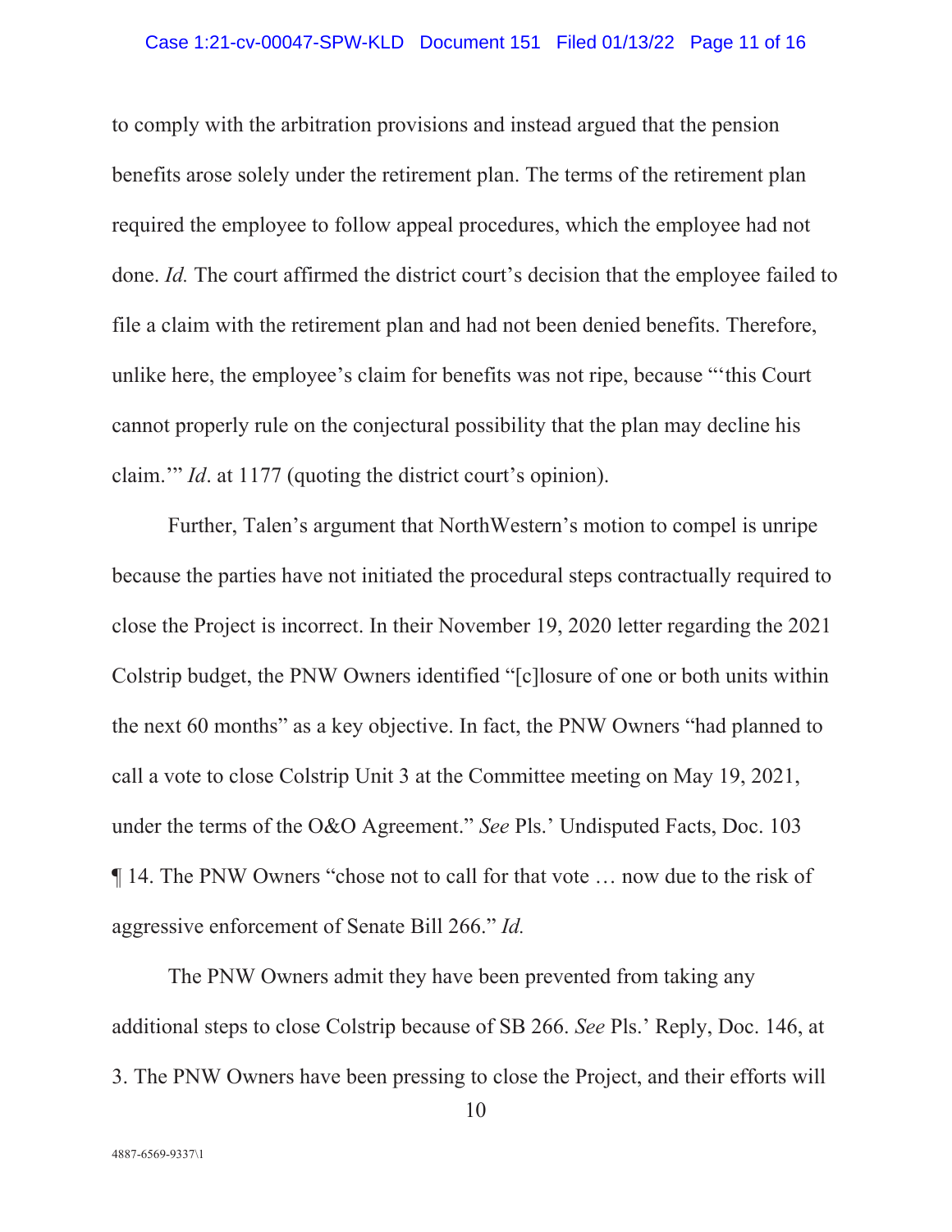to comply with the arbitration provisions and instead argued that the pension benefits arose solely under the retirement plan. The terms of the retirement plan required the employee to follow appeal procedures, which the employee had not done. *Id.* The court affirmed the district court's decision that the employee failed to file a claim with the retirement plan and had not been denied benefits. Therefore, unlike here, the employee's claim for benefits was not ripe, because "'this Court cannot properly rule on the conjectural possibility that the plan may decline his claim.'" *Id*. at 1177 (quoting the district court's opinion).

Further, Talen's argument that NorthWestern's motion to compel is unripe because the parties have not initiated the procedural steps contractually required to close the Project is incorrect. In their November 19, 2020 letter regarding the 2021 Colstrip budget, the PNW Owners identified "[c]losure of one or both units within the next 60 months" as a key objective. In fact, the PNW Owners "had planned to call a vote to close Colstrip Unit 3 at the Committee meeting on May 19, 2021, under the terms of the O&O Agreement." *See* Pls.' Undisputed Facts, Doc. 103 ¶ 14. The PNW Owners "chose not to call for that vote … now due to the risk of aggressive enforcement of Senate Bill 266." *Id.*

The PNW Owners admit they have been prevented from taking any additional steps to close Colstrip because of SB 266. *See* Pls.' Reply, Doc. 146, at 3. The PNW Owners have been pressing to close the Project, and their efforts will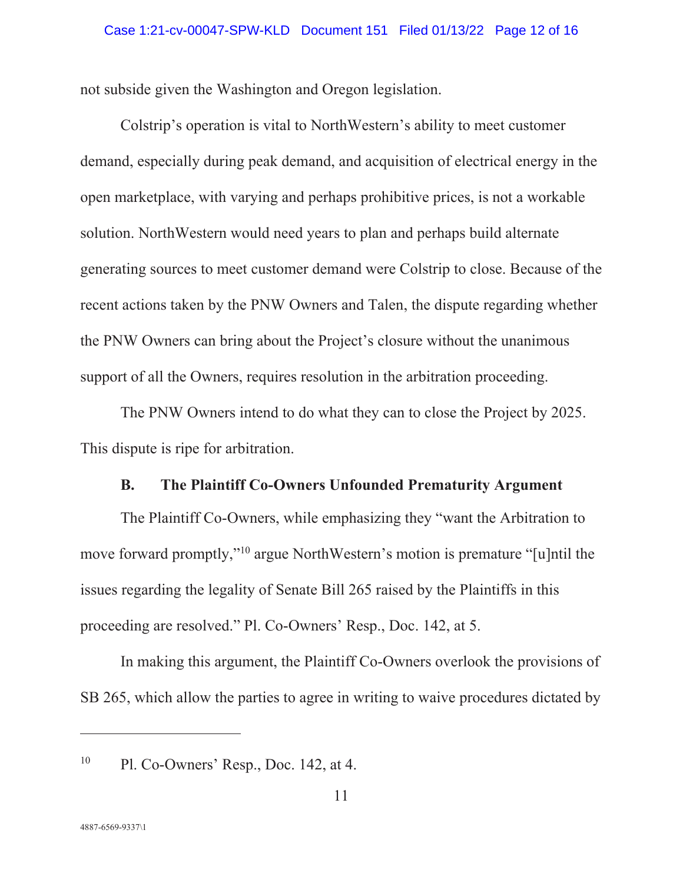not subside given the Washington and Oregon legislation.

Colstrip's operation is vital to NorthWestern's ability to meet customer demand, especially during peak demand, and acquisition of electrical energy in the open marketplace, with varying and perhaps prohibitive prices, is not a workable solution. NorthWestern would need years to plan and perhaps build alternate generating sources to meet customer demand were Colstrip to close. Because of the recent actions taken by the PNW Owners and Talen, the dispute regarding whether the PNW Owners can bring about the Project's closure without the unanimous support of all the Owners, requires resolution in the arbitration proceeding.

The PNW Owners intend to do what they can to close the Project by 2025. This dispute is ripe for arbitration.

### B. The Plaintiff Co-Owners Unfounded Prematurity Argument

The Plaintiff Co-Owners, while emphasizing they "want the Arbitration to move forward promptly,"[10] argue NorthWestern's motion is premature "[u]ntil the issues regarding the legality of Senate Bill 265 raised by the Plaintiffs in this proceeding are resolved." Pl. Co-Owners' Resp., Doc. 142, at 5.

In making this argument, the Plaintiff Co-Owners overlook the provisions of SB 265, which allow the parties to agree in writing to waive procedures dictated by

---

[10] Pl. Co-Owners' Resp., Doc. 142, at 4.

4887-6569-9337\1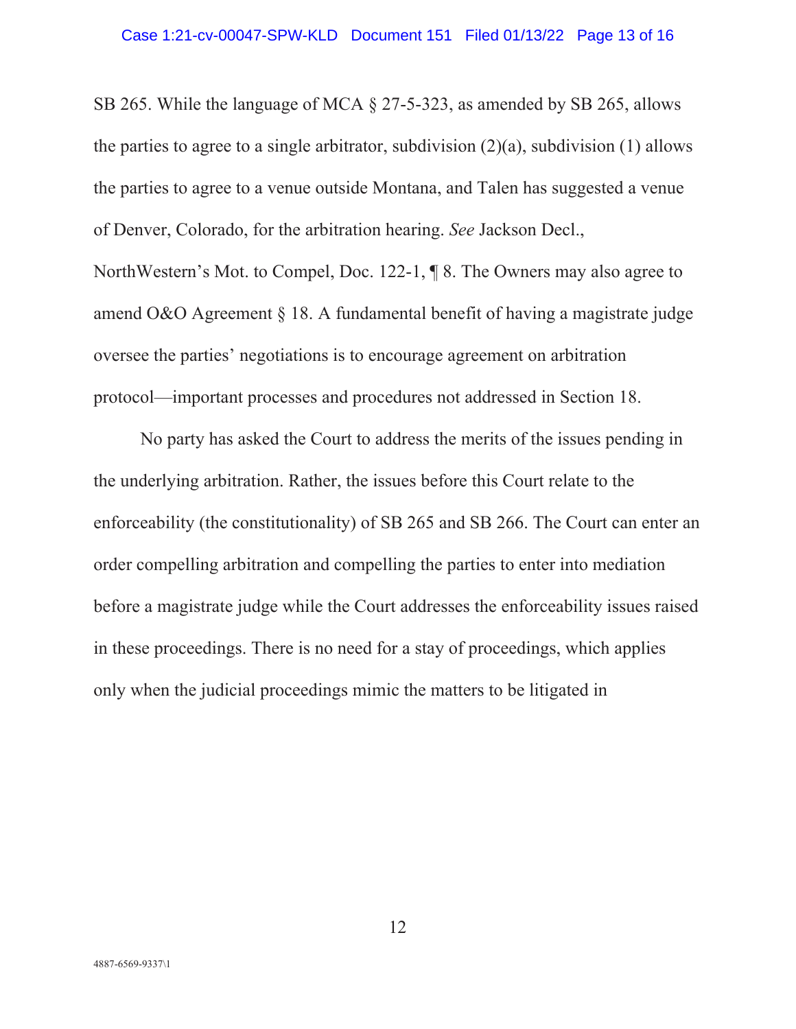SB 265. While the language of MCA § 27-5-323, as amended by SB 265, allows the parties to agree to a single arbitrator, subdivision (2)(a), subdivision (1) allows the parties to agree to a venue outside Montana, and Talen has suggested a venue of Denver, Colorado, for the arbitration hearing. *See* Jackson Decl., NorthWestern's Mot. to Compel, Doc. 122-1, ¶ 8. The Owners may also agree to amend O&O Agreement § 18. A fundamental benefit of having a magistrate judge oversee the parties' negotiations is to encourage agreement on arbitration protocol—important processes and procedures not addressed in Section 18.

No party has asked the Court to address the merits of the issues pending in the underlying arbitration. Rather, the issues before this Court relate to the enforceability (the constitutionality) of SB 265 and SB 266. The Court can enter an order compelling arbitration and compelling the parties to enter into mediation before a magistrate judge while the Court addresses the enforceability issues raised in these proceedings. There is no need for a stay of proceedings, which applies only when the judicial proceedings mimic the matters to be litigated in

4887-6569-9337\1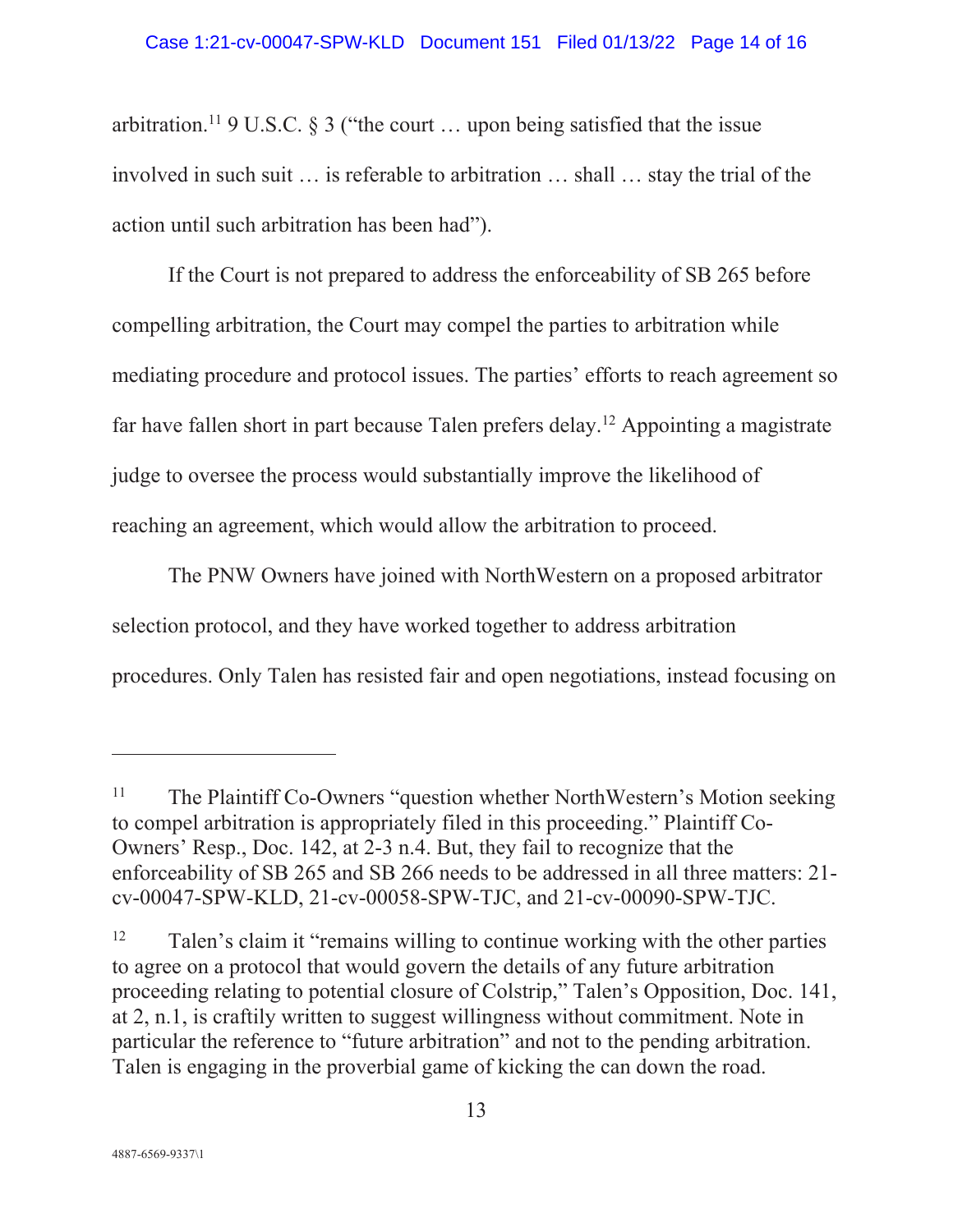arbitration.[11] 9 U.S.C. § 3 ("the court … upon being satisfied that the issue involved in such suit … is referable to arbitration … shall … stay the trial of the action until such arbitration has been had").

If the Court is not prepared to address the enforceability of SB 265 before compelling arbitration, the Court may compel the parties to arbitration while mediating procedure and protocol issues. The parties' efforts to reach agreement so far have fallen short in part because Talen prefers delay.[12] Appointing a magistrate judge to oversee the process would substantially improve the likelihood of reaching an agreement, which would allow the arbitration to proceed.

The PNW Owners have joined with NorthWestern on a proposed arbitrator selection protocol, and they have worked together to address arbitration procedures. Only Talen has resisted fair and open negotiations, instead focusing on

---

[11] The Plaintiff Co-Owners "question whether NorthWestern's Motion seeking to compel arbitration is appropriately filed in this proceeding." Plaintiff Co-Owners' Resp., Doc. 142, at 2-3 n.4. But, they fail to recognize that the enforceability of SB 265 and SB 266 needs to be addressed in all three matters: 21-cv-00047-SPW-KLD, 21-cv-00058-SPW-TJC, and 21-cv-00090-SPW-TJC.

[12] Talen's claim it "remains willing to continue working with the other parties to agree on a protocol that would govern the details of any future arbitration proceeding relating to potential closure of Colstrip," Talen's Opposition, Doc. 141, at 2, n.1, is craftily written to suggest willingness without commitment. Note in particular the reference to "future arbitration" and not to the pending arbitration. Talen is engaging in the proverbial game of kicking the can down the road.

4887-6569-9337\1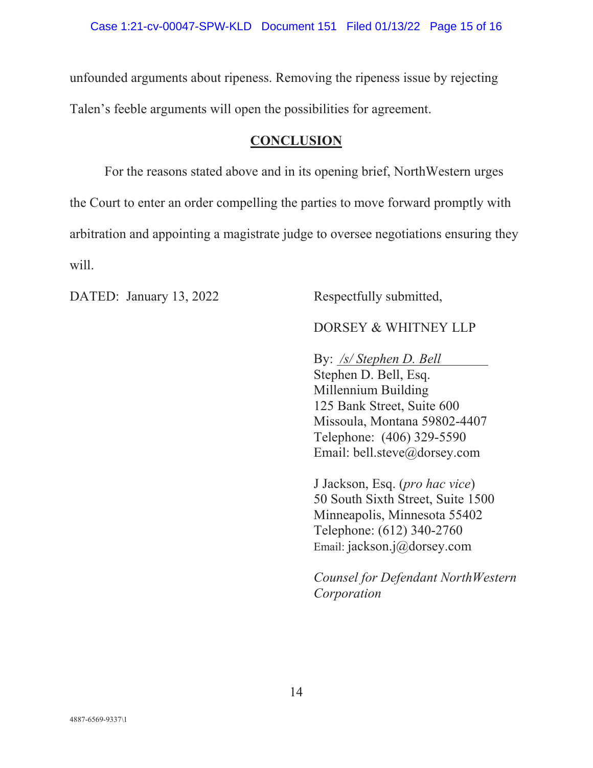unfounded arguments about ripeness. Removing the ripeness issue by rejecting Talen's feeble arguments will open the possibilities for agreement.

## **CONCLUSION**

For the reasons stated above and in its opening brief, NorthWestern urges the Court to enter an order compelling the parties to move forward promptly with arbitration and appointing a magistrate judge to oversee negotiations ensuring they will.

DATED: January 13, 2022

Respectfully submitted,

DORSEY & WHITNEY LLP

By: */s/ Stephen D. Bell*
Stephen D. Bell, Esq.
Millennium Building
125 Bank Street, Suite 600
Missoula, Montana 59802-4407
Telephone: (406) 329-5590
Email: bell.steve@dorsey.com

J Jackson, Esq. (*pro hac vice*)
50 South Sixth Street, Suite 1500
Minneapolis, Minnesota 55402
Telephone: (612) 340-2760
Email: jackson.j@dorsey.com

*Counsel for Defendant NorthWestern Corporation*

4887-6569-9337\1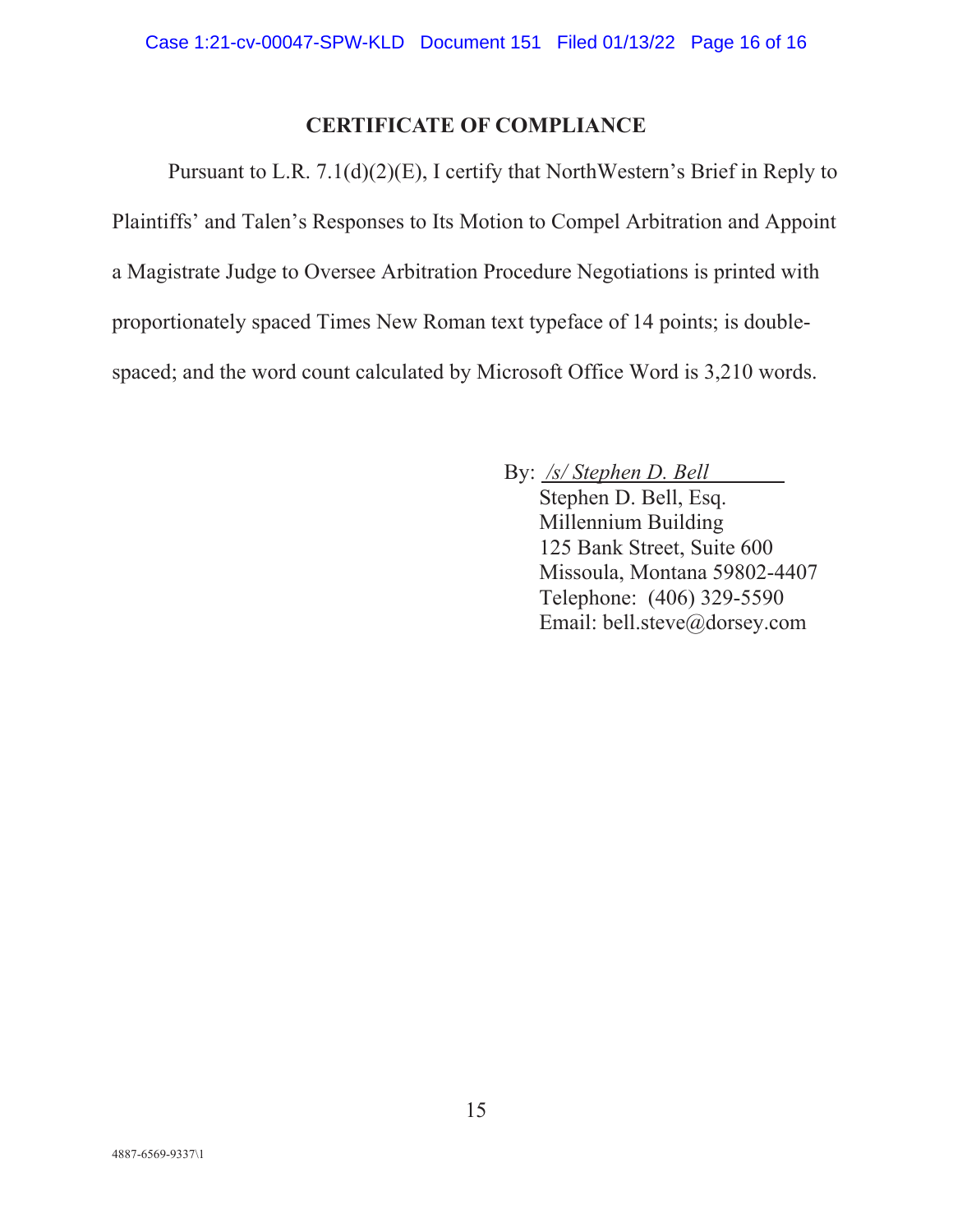## CERTIFICATE OF COMPLIANCE

Pursuant to L.R. 7.1(d)(2)(E), I certify that NorthWestern's Brief in Reply to Plaintiffs' and Talen's Responses to Its Motion to Compel Arbitration and Appoint a Magistrate Judge to Oversee Arbitration Procedure Negotiations is printed with proportionately spaced Times New Roman text typeface of 14 points; is double-spaced; and the word count calculated by Microsoft Office Word is 3,210 words.

By: */s/ Stephen D. Bell*
Stephen D. Bell, Esq.
Millennium Building
125 Bank Street, Suite 600
Missoula, Montana 59802-4407
Telephone: (406) 329-5590
Email: bell.steve@dorsey.com

4887-6569-9337\1